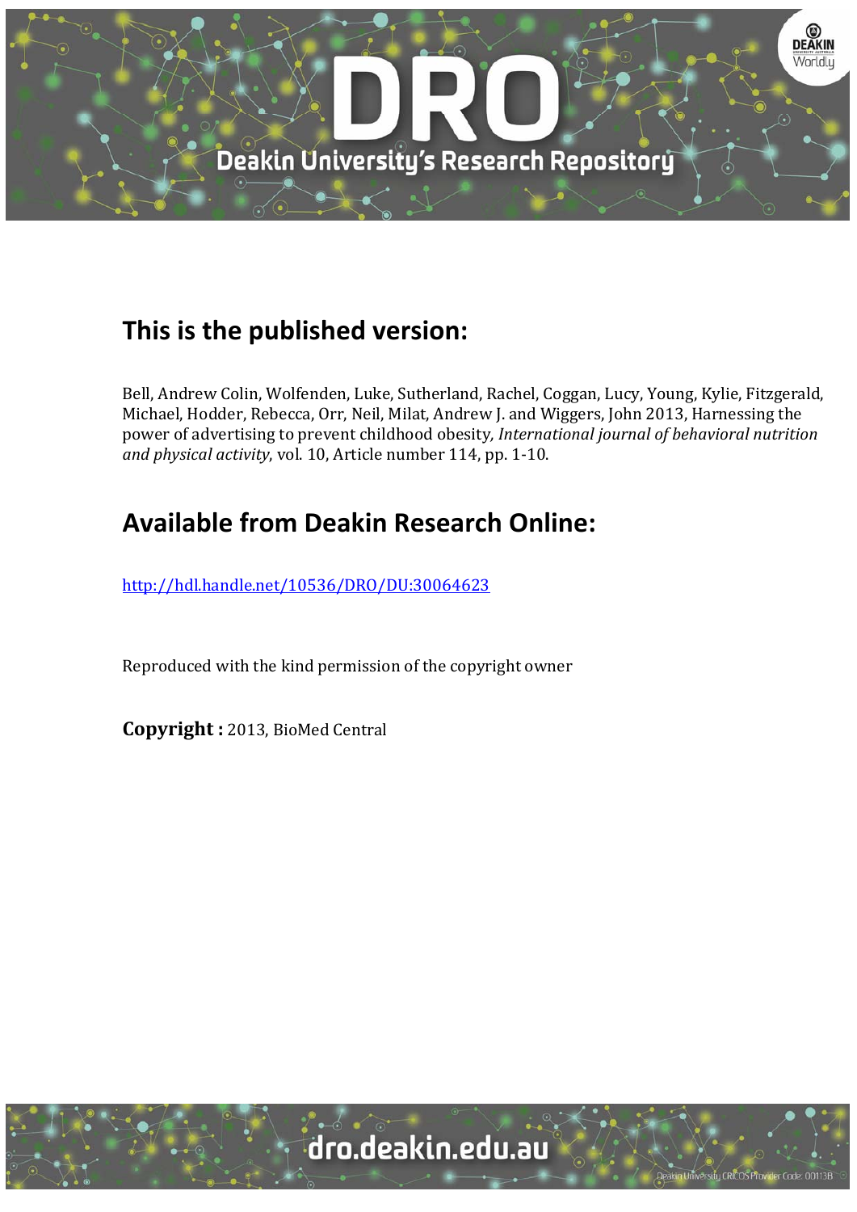# This is the published version:

Bell, Andrew Colin, Wolfenden, Luke, Sutherland, Rachel, Coggan, Lucy, Young, Kylie, Fitzgerald, Michael, Hodder, Rebecca, Orr, Neil, Milat, Andrew J. and Wiggers, John 2013, Harnessing the power of advertising to prevent childhood obesity, *International journal of behavioral nutrition and physical activity*, vol. 10, Article number 114, pp. 1-10.

# Available from Deakin Research Online:

http://hdl.handle.net/10536/DRO/DU:30064623

Reproduced with the kind permission of the copyright owner

**Copyright :** 2013, BioMed Central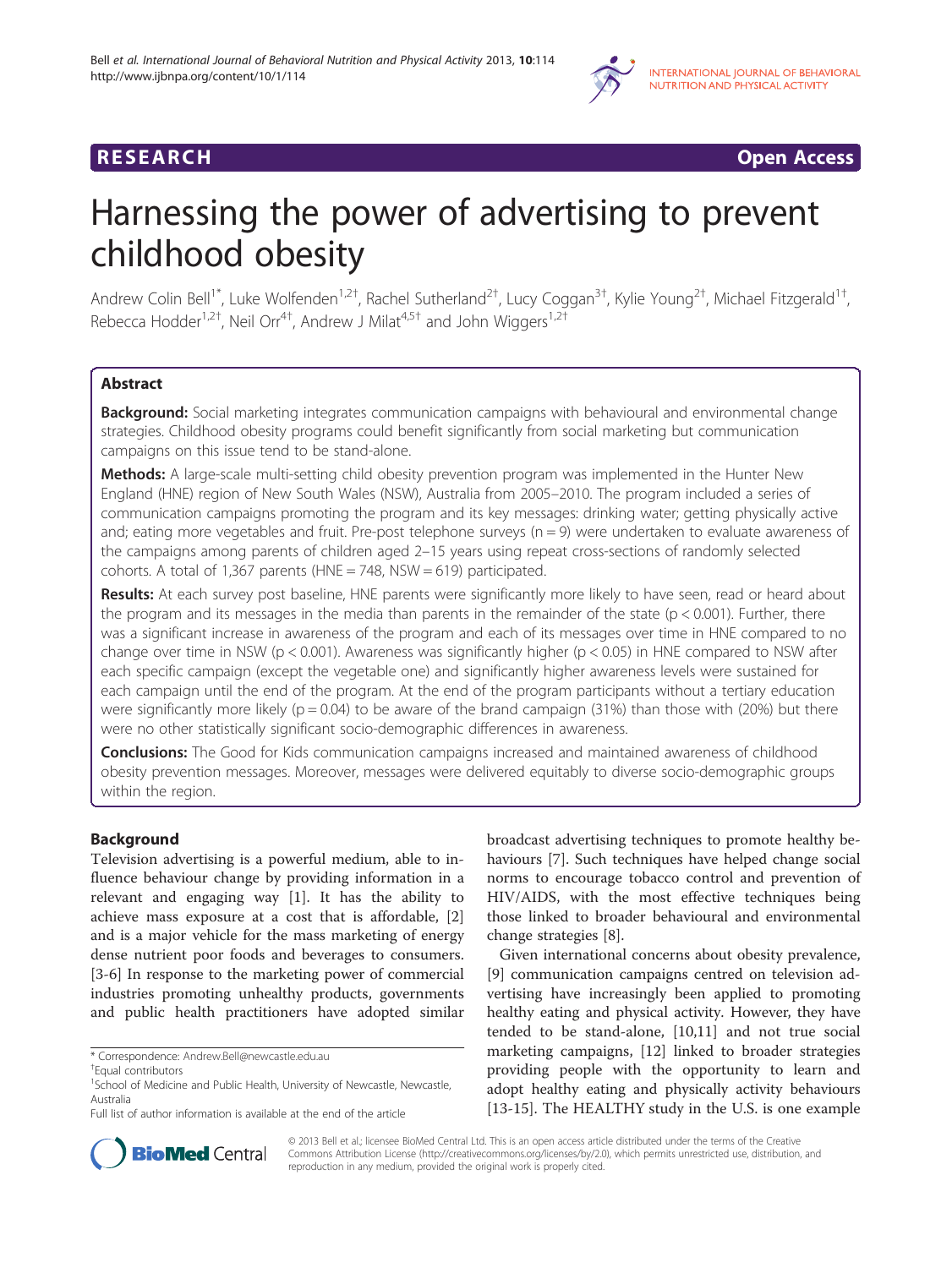# Harnessing the power of advertising to prevent childhood obesity

Andrew Colin Bell[1*], Luke Wolfenden[1,2†], Rachel Sutherland[2†], Lucy Coggan[3†], Kylie Young[2†], Michael Fitzgerald[1†], Rebecca Hodder[1,2†], Neil Orr[4†], Andrew J Milat[4,5†] and John Wiggers[1,2†]

## Abstract

**Background:** Social marketing integrates communication campaigns with behavioural and environmental change strategies. Childhood obesity programs could benefit significantly from social marketing but communication campaigns on this issue tend to be stand-alone.

**Methods:** A large-scale multi-setting child obesity prevention program was implemented in the Hunter New England (HNE) region of New South Wales (NSW), Australia from 2005–2010. The program included a series of communication campaigns promoting the program and its key messages: drinking water; getting physically active and; eating more vegetables and fruit. Pre-post telephone surveys (n = 9) were undertaken to evaluate awareness of the campaigns among parents of children aged 2–15 years using repeat cross-sections of randomly selected cohorts. A total of 1,367 parents (HNE = 748, NSW = 619) participated.

**Results:** At each survey post baseline, HNE parents were significantly more likely to have seen, read or heard about the program and its messages in the media than parents in the remainder of the state ($p < 0.001$). Further, there was a significant increase in awareness of the program and each of its messages over time in HNE compared to no change over time in NSW ($p < 0.001$). Awareness was significantly higher ($p < 0.05$) in HNE compared to NSW after each specific campaign (except the vegetable one) and significantly higher awareness levels were sustained for each campaign until the end of the program. At the end of the program participants without a tertiary education were significantly more likely ($p = 0.04$) to be aware of the brand campaign (31%) than those with (20%) but there were no other statistically significant socio-demographic differences in awareness.

**Conclusions:** The Good for Kids communication campaigns increased and maintained awareness of childhood obesity prevention messages. Moreover, messages were delivered equitably to diverse socio-demographic groups within the region.

## Background

Television advertising is a powerful medium, able to influence behaviour change by providing information in a relevant and engaging way [1]. It has the ability to achieve mass exposure at a cost that is affordable, [2] and is a major vehicle for the mass marketing of energy dense nutrient poor foods and beverages to consumers. [3-6] In response to the marketing power of commercial industries promoting unhealthy products, governments and public health practitioners have adopted similar broadcast advertising techniques to promote healthy behaviours [7]. Such techniques have helped change social norms to encourage tobacco control and prevention of HIV/AIDS, with the most effective techniques being those linked to broader behavioural and environmental change strategies [8].

Given international concerns about obesity prevalence, [9] communication campaigns centred on television advertising have increasingly been applied to promoting healthy eating and physical activity. However, they have tended to be stand-alone, [10,11] and not true social marketing campaigns, [12] linked to broader strategies providing people with the opportunity to learn and adopt healthy eating and physically activity behaviours [13-15]. The HEALTHY study in the U.S. is one example

\* Correspondence: Andrew.Bell@newcastle.edu.au
†Equal contributors
[1]School of Medicine and Public Health, University of Newcastle, Newcastle, Australia
Full list of author information is available at the end of the article

© 2013 Bell et al.; licensee BioMed Central Ltd. This is an open access article distributed under the terms of the Creative Commons Attribution License (http://creativecommons.org/licenses/by/2.0), which permits unrestricted use, distribution, and reproduction in any medium, provided the original work is properly cited.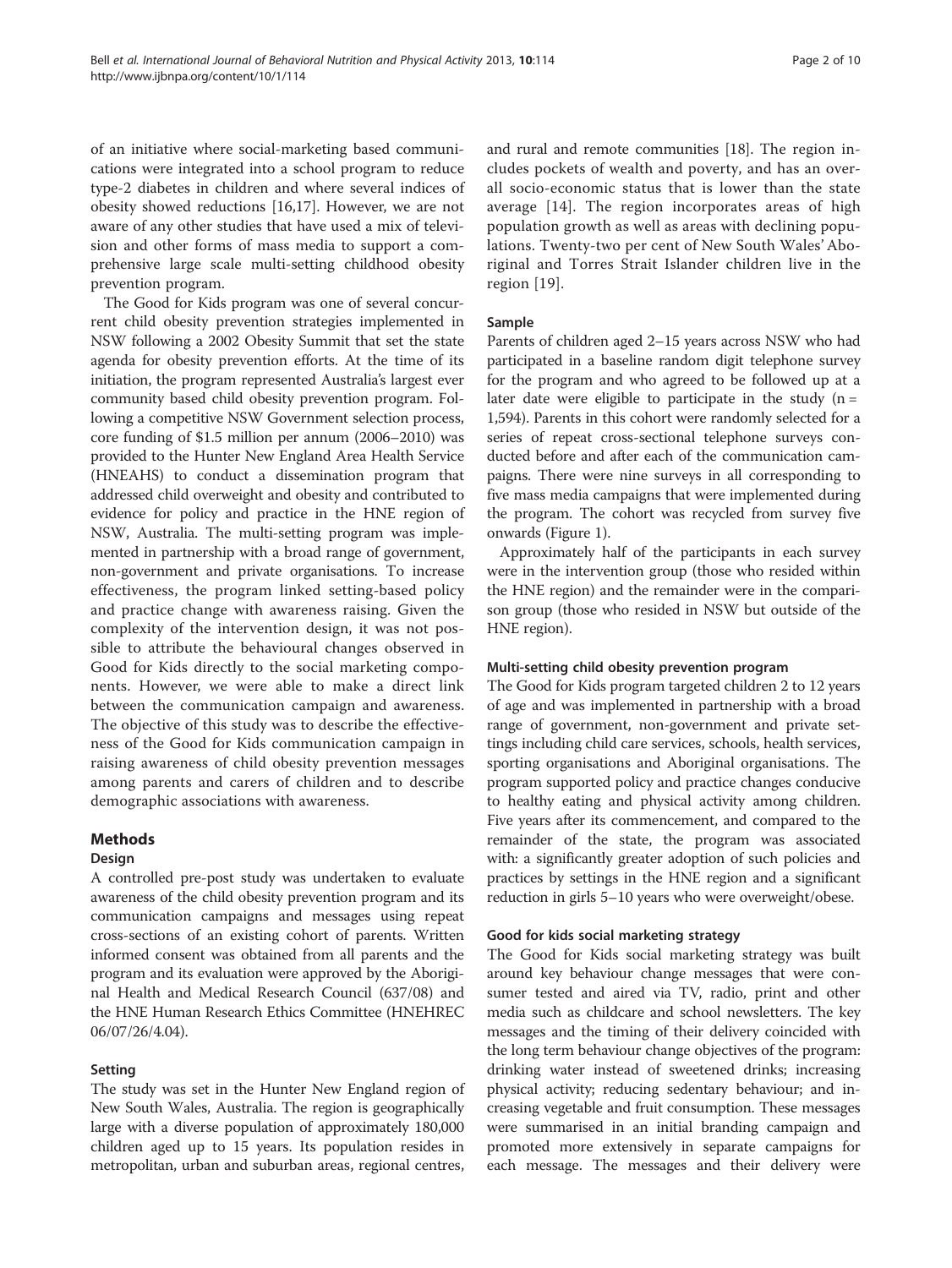of an initiative where social-marketing based communications were integrated into a school program to reduce type-2 diabetes in children and where several indices of obesity showed reductions [16,17]. However, we are not aware of any other studies that have used a mix of television and other forms of mass media to support a comprehensive large scale multi-setting childhood obesity prevention program.

The Good for Kids program was one of several concurrent child obesity prevention strategies implemented in NSW following a 2002 Obesity Summit that set the state agenda for obesity prevention efforts. At the time of its initiation, the program represented Australia's largest ever community based child obesity prevention program. Following a competitive NSW Government selection process, core funding of $1.5 million per annum (2006–2010) was provided to the Hunter New England Area Health Service (HNEAHS) to conduct a dissemination program that addressed child overweight and obesity and contributed to evidence for policy and practice in the HNE region of NSW, Australia. The multi-setting program was implemented in partnership with a broad range of government, non-government and private organisations. To increase effectiveness, the program linked setting-based policy and practice change with awareness raising. Given the complexity of the intervention design, it was not possible to attribute the behavioural changes observed in Good for Kids directly to the social marketing components. However, we were able to make a direct link between the communication campaign and awareness. The objective of this study was to describe the effectiveness of the Good for Kids communication campaign in raising awareness of child obesity prevention messages among parents and carers of children and to describe demographic associations with awareness.

## Methods

### Design

A controlled pre-post study was undertaken to evaluate awareness of the child obesity prevention program and its communication campaigns and messages using repeat cross-sections of an existing cohort of parents. Written informed consent was obtained from all parents and the program and its evaluation were approved by the Aboriginal Health and Medical Research Council (637/08) and the HNE Human Research Ethics Committee (HNEHREC 06/07/26/4.04).

### Setting

The study was set in the Hunter New England region of New South Wales, Australia. The region is geographically large with a diverse population of approximately 180,000 children aged up to 15 years. Its population resides in metropolitan, urban and suburban areas, regional centres, and rural and remote communities [18]. The region includes pockets of wealth and poverty, and has an overall socio-economic status that is lower than the state average [14]. The region incorporates areas of high population growth as well as areas with declining populations. Twenty-two per cent of New South Wales' Aboriginal and Torres Strait Islander children live in the region [19].

### Sample

Parents of children aged 2–15 years across NSW who had participated in a baseline random digit telephone survey for the program and who agreed to be followed up at a later date were eligible to participate in the study (n = 1,594). Parents in this cohort were randomly selected for a series of repeat cross-sectional telephone surveys conducted before and after each of the communication campaigns. There were nine surveys in all corresponding to five mass media campaigns that were implemented during the program. The cohort was recycled from survey five onwards (Figure 1).

Approximately half of the participants in each survey were in the intervention group (those who resided within the HNE region) and the remainder were in the comparison group (those who resided in NSW but outside of the HNE region).

### Multi-setting child obesity prevention program

The Good for Kids program targeted children 2 to 12 years of age and was implemented in partnership with a broad range of government, non-government and private settings including child care services, schools, health services, sporting organisations and Aboriginal organisations. The program supported policy and practice changes conducive to healthy eating and physical activity among children. Five years after its commencement, and compared to the remainder of the state, the program was associated with: a significantly greater adoption of such policies and practices by settings in the HNE region and a significant reduction in girls 5–10 years who were overweight/obese.

### Good for kids social marketing strategy

The Good for Kids social marketing strategy was built around key behaviour change messages that were consumer tested and aired via TV, radio, print and other media such as childcare and school newsletters. The key messages and the timing of their delivery coincided with the long term behaviour change objectives of the program: drinking water instead of sweetened drinks; increasing physical activity; reducing sedentary behaviour; and increasing vegetable and fruit consumption. These messages were summarised in an initial branding campaign and promoted more extensively in separate campaigns for each message. The messages and their delivery were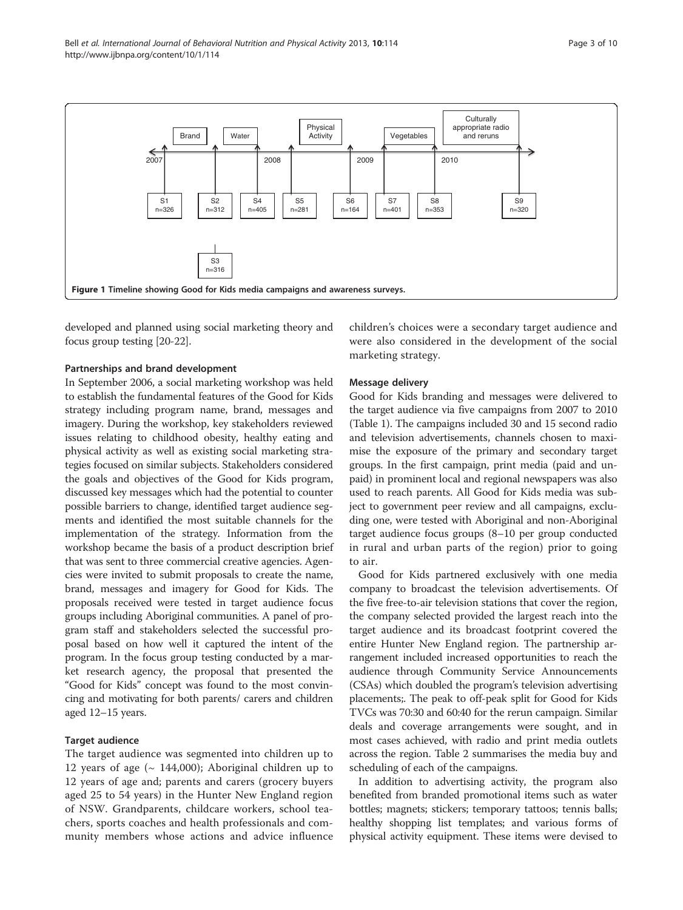Figure 1 Timeline showing Good for Kids media campaigns and awareness surveys.

developed and planned using social marketing theory and focus group testing [20-22].

### Partnerships and brand development

In September 2006, a social marketing workshop was held to establish the fundamental features of the Good for Kids strategy including program name, brand, messages and imagery. During the workshop, key stakeholders reviewed issues relating to childhood obesity, healthy eating and physical activity as well as existing social marketing strategies focused on similar subjects. Stakeholders considered the goals and objectives of the Good for Kids program, discussed key messages which had the potential to counter possible barriers to change, identified target audience segments and identified the most suitable channels for the implementation of the strategy. Information from the workshop became the basis of a product description brief that was sent to three commercial creative agencies. Agencies were invited to submit proposals to create the name, brand, messages and imagery for Good for Kids. The proposals received were tested in target audience focus groups including Aboriginal communities. A panel of program staff and stakeholders selected the successful proposal based on how well it captured the intent of the program. In the focus group testing conducted by a market research agency, the proposal that presented the "Good for Kids" concept was found to the most convincing and motivating for both parents/ carers and children aged 12–15 years.

### Target audience

The target audience was segmented into children up to 12 years of age (~ 144,000); Aboriginal children up to 12 years of age and; parents and carers (grocery buyers aged 25 to 54 years) in the Hunter New England region of NSW. Grandparents, childcare workers, school teachers, sports coaches and health professionals and community members whose actions and advice influence children's choices were a secondary target audience and were also considered in the development of the social marketing strategy.

### Message delivery

Good for Kids branding and messages were delivered to the target audience via five campaigns from 2007 to 2010 (Table 1). The campaigns included 30 and 15 second radio and television advertisements, channels chosen to maximise the exposure of the primary and secondary target groups. In the first campaign, print media (paid and unpaid) in prominent local and regional newspapers was also used to reach parents. All Good for Kids media was subject to government peer review and all campaigns, excluding one, were tested with Aboriginal and non-Aboriginal target audience focus groups (8–10 per group conducted in rural and urban parts of the region) prior to going to air.

Good for Kids partnered exclusively with one media company to broadcast the television advertisements. Of the five free-to-air television stations that cover the region, the company selected provided the largest reach into the target audience and its broadcast footprint covered the entire Hunter New England region. The partnership arrangement included increased opportunities to reach the audience through Community Service Announcements (CSAs) which doubled the program's television advertising placements;. The peak to off-peak split for Good for Kids TVCs was 70:30 and 60:40 for the rerun campaign. Similar deals and coverage arrangements were sought, and in most cases achieved, with radio and print media outlets across the region. Table 2 summarises the media buy and scheduling of each of the campaigns.

In addition to advertising activity, the program also benefited from branded promotional items such as water bottles; magnets; stickers; temporary tattoos; tennis balls; healthy shopping list templates; and various forms of physical activity equipment. These items were devised to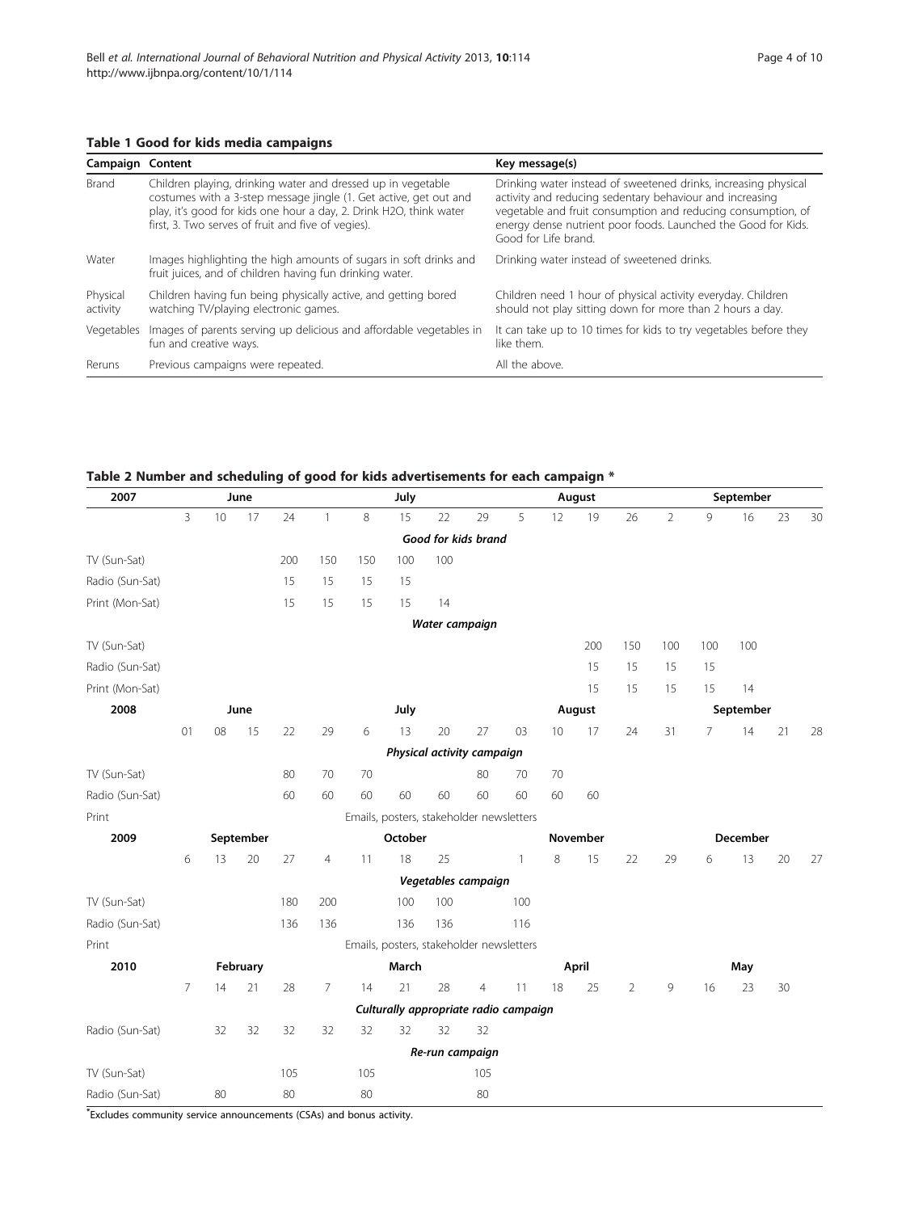**Table 1 Good for kids media campaigns**

| Campaign | Content | Key message(s) |
| --- | --- | --- |
| Brand | Children playing, drinking water and dressed up in vegetable costumes with a 3-step message jingle (1. Get active, get out and play, it's good for kids one hour a day, 2. Drink H2O, think water first, 3. Two serves of fruit and five of vegies). | Drinking water instead of sweetened drinks, increasing physical activity and reducing sedentary behaviour and increasing vegetable and fruit consumption and reducing consumption, of energy dense nutrient poor foods. Launched the Good for Kids. Good for Life brand. |
| Water | Images highlighting the high amounts of sugars in soft drinks and fruit juices, and of children having fun drinking water. | Drinking water instead of sweetened drinks. |
| Physical activity | Children having fun being physically active, and getting bored watching TV/playing electronic games. | Children need 1 hour of physical activity everyday. Children should not play sitting down for more than 2 hours a day. |
| Vegetables | Images of parents serving up delicious and affordable vegetables in fun and creative ways. | It can take up to 10 times for kids to try vegetables before they like them. |
| Reruns | Previous campaigns were repeated. | All the above. |

**Table 2 Number and scheduling of good for kids advertisements for each campaign ***

| 2007 | | | June | | | | July | | | | | August | | | | | September | |
| --- | --- | --- | --- | --- | --- | --- | --- | --- | --- | --- | --- | --- | --- | --- | --- | --- | --- | --- |
| | 3 | 10 | 17 | 24 | 1 | 8 | 15 | 22 | 29 | 5 | 12 | 19 | 26 | 2 | 9 | 16 | 23 | 30 |
| | | | | | | | | ***Good for kids brand*** | | | | | | | | | | |
| TV (Sun-Sat) | | | | 200 | 150 | 150 | 100 | 100 | | | | | | | | | | |
| Radio (Sun-Sat) | | | | 15 | 15 | 15 | 15 | | | | | | | | | | | |
| Print (Mon-Sat) | | | | 15 | 15 | 15 | 15 | 14 | | | | | | | | | | |
| | | | | | | | | ***Water campaign*** | | | | | | | | | | |
| TV (Sun-Sat) | | | | | | | | | | | | 200 | 150 | 100 | 100 | 100 | | |
| Radio (Sun-Sat) | | | | | | | | | | | | 15 | 15 | 15 | 15 | | | |
| Print (Mon-Sat) | | | | | | | | | | | | 15 | 15 | 15 | 15 | 14 | | |
| **2008** | | | **June** | | | | **July** | | | | | **August** | | | | | **September** | |
| | 01 | 08 | 15 | 22 | 29 | 6 | 13 | 20 | 27 | 03 | 10 | 17 | 24 | 31 | 7 | 14 | 21 | 28 |
| | | | | | | | | ***Physical activity campaign*** | | | | | | | | | | |
| TV (Sun-Sat) | | | | 80 | 70 | 70 | | | 80 | 70 | 70 | | | | | | | |
| Radio (Sun-Sat) | | | | 60 | 60 | 60 | 60 | 60 | 60 | 60 | 60 | 60 | | | | | | |
| Print | | | | | | | | Emails, posters, stakeholder newsletters | | | | | | | | | | |
| **2009** | | | **September** | | | | **October** | | | | | **November** | | | | | **December** | |
| | 6 | 13 | 20 | 27 | 4 | 11 | 18 | 25 | | 1 | 8 | 15 | 22 | 29 | 6 | 13 | 20 | 27 |
| | | | | | | | | ***Vegetables campaign*** | | | | | | | | | | |
| TV (Sun-Sat) | | | | 180 | 200 | | 100 | 100 | | 100 | | | | | | | | |
| Radio (Sun-Sat) | | | | 136 | 136 | | 136 | 136 | | 116 | | | | | | | | |
| Print | | | | | | | | Emails, posters, stakeholder newsletters | | | | | | | | | | |
| **2010** | | | **February** | | | | **March** | | | | | **April** | | | | | **May** | |
| | 7 | 14 | 21 | 28 | 7 | 14 | 21 | 28 | 4 | 11 | 18 | 25 | 2 | 9 | 16 | 23 | 30 | |
| | | | | | | | | ***Culturally appropriate radio campaign*** | | | | | | | | | | |
| Radio (Sun-Sat) | | 32 | 32 | 32 | 32 | 32 | 32 | 32 | 32 | | | | | | | | | |
| | | | | | | | | ***Re-run campaign*** | | | | | | | | | | |
| TV (Sun-Sat) | | | | 105 | | 105 | | | 105 | | | | | | | | | |
| Radio (Sun-Sat) | | 80 | | 80 | | 80 | | | 80 | | | | | | | | | |

*Excludes community service announcements (CSAs) and bonus activity.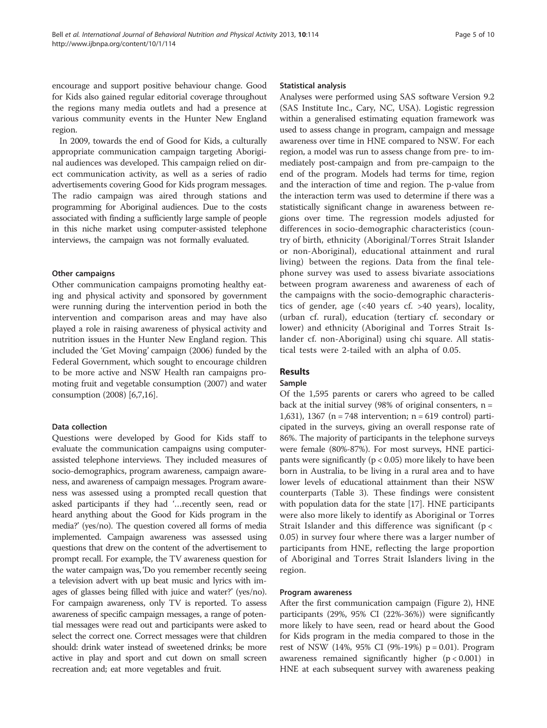encourage and support positive behaviour change. Good for Kids also gained regular editorial coverage throughout the regions many media outlets and had a presence at various community events in the Hunter New England region.

In 2009, towards the end of Good for Kids, a culturally appropriate communication campaign targeting Aboriginal audiences was developed. This campaign relied on direct communication activity, as well as a series of radio advertisements covering Good for Kids program messages. The radio campaign was aired through stations and programming for Aboriginal audiences. Due to the costs associated with finding a sufficiently large sample of people in this niche market using computer-assisted telephone interviews, the campaign was not formally evaluated.

### Other campaigns

Other communication campaigns promoting healthy eating and physical activity and sponsored by government were running during the intervention period in both the intervention and comparison areas and may have also played a role in raising awareness of physical activity and nutrition issues in the Hunter New England region. This included the 'Get Moving' campaign (2006) funded by the Federal Government, which sought to encourage children to be more active and NSW Health ran campaigns promoting fruit and vegetable consumption (2007) and water consumption (2008) [6,7,16].

### Data collection

Questions were developed by Good for Kids staff to evaluate the communication campaigns using computer-assisted telephone interviews. They included measures of socio-demographics, program awareness, campaign awareness, and awareness of campaign messages. Program awareness was assessed using a prompted recall question that asked participants if they had '…recently seen, read or heard anything about the Good for Kids program in the media?' (yes/no). The question covered all forms of media implemented. Campaign awareness was assessed using questions that drew on the content of the advertisement to prompt recall. For example, the TV awareness question for the water campaign was, 'Do you remember recently seeing a television advert with up beat music and lyrics with images of glasses being filled with juice and water?' (yes/no). For campaign awareness, only TV is reported. To assess awareness of specific campaign messages, a range of potential messages were read out and participants were asked to select the correct one. Correct messages were that children should: drink water instead of sweetened drinks; be more active in play and sport and cut down on small screen recreation and; eat more vegetables and fruit.

### Statistical analysis

Analyses were performed using SAS software Version 9.2 (SAS Institute Inc., Cary, NC, USA). Logistic regression within a generalised estimating equation framework was used to assess change in program, campaign and message awareness over time in HNE compared to NSW. For each region, a model was run to assess change from pre- to immediately post-campaign and from pre-campaign to the end of the program. Models had terms for time, region and the interaction of time and region. The p-value from the interaction term was used to determine if there was a statistically significant change in awareness between regions over time. The regression models adjusted for differences in socio-demographic characteristics (country of birth, ethnicity (Aboriginal/Torres Strait Islander or non-Aboriginal), educational attainment and rural living) between the regions. Data from the final telephone survey was used to assess bivariate associations between program awareness and awareness of each of the campaigns with the socio-demographic characteristics of gender, age (<40 years cf. >40 years), locality, (urban cf. rural), education (tertiary cf. secondary or lower) and ethnicity (Aboriginal and Torres Strait Islander cf. non-Aboriginal) using chi square. All statistical tests were 2-tailed with an alpha of 0.05.

## Results

### Sample

Of the 1,595 parents or carers who agreed to be called back at the initial survey (98% of original consenters, n = 1,631), 1367 (n = 748 intervention; n = 619 control) participated in the surveys, giving an overall response rate of 86%. The majority of participants in the telephone surveys were female (80%-87%). For most surveys, HNE participants were significantly ($p < 0.05$) more likely to have been born in Australia, to be living in a rural area and to have lower levels of educational attainment than their NSW counterparts (Table 3). These findings were consistent with population data for the state [17]. HNE participants were also more likely to identify as Aboriginal or Torres Strait Islander and this difference was significant ($p < 0.05$) in survey four where there was a larger number of participants from HNE, reflecting the large proportion of Aboriginal and Torres Strait Islanders living in the region.

### Program awareness

After the first communication campaign (Figure 2), HNE participants (29%, 95% CI (22%-36%)) were significantly more likely to have seen, read or heard about the Good for Kids program in the media compared to those in the rest of NSW (14%, 95% CI (9%-19%) p = 0.01). Program awareness remained significantly higher ($p < 0.001$) in HNE at each subsequent survey with awareness peaking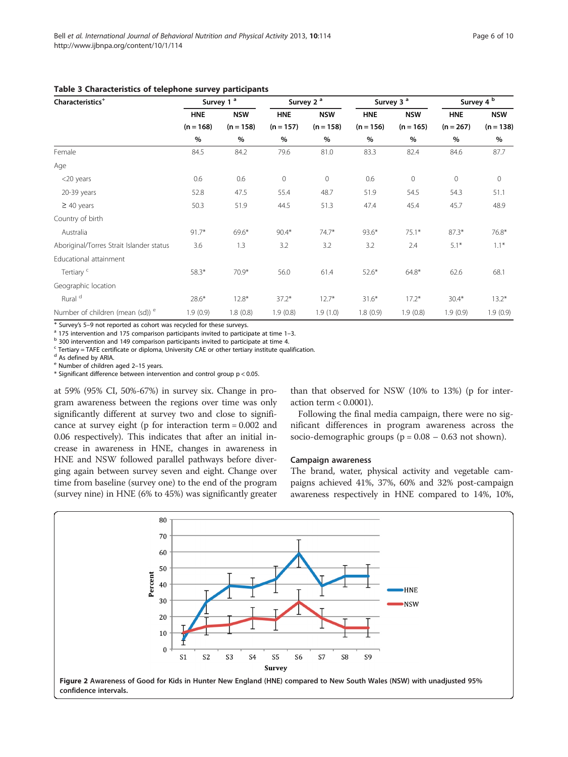**Table 3 Characteristics of telephone survey participants**

| Characteristics[+] | Survey 1 [a] | | Survey 2 [a] | | Survey 3 [a] | | Survey 4 [b] | |
|---|---|---|---|---|---|---|---|---|
| | HNE | NSW | HNE | NSW | HNE | NSW | HNE | NSW |
| | (n = 168) | (n = 158) | (n = 157) | (n = 158) | (n = 156) | (n = 165) | (n = 267) | (n = 138) |
| | % | % | % | % | % | % | % | % |
| Female | 84.5 | 84.2 | 79.6 | 81.0 | 83.3 | 82.4 | 84.6 | 87.7 |
| Age | | | | | | | | |
| <20 years | 0.6 | 0.6 | 0 | 0 | 0.6 | 0 | 0 | 0 |
| 20-39 years | 52.8 | 47.5 | 55.4 | 48.7 | 51.9 | 54.5 | 54.3 | 51.1 |
| ≥ 40 years | 50.3 | 51.9 | 44.5 | 51.3 | 47.4 | 45.4 | 45.7 | 48.9 |
| Country of birth | | | | | | | | |
| Australia | 91.7* | 69.6* | 90.4* | 74.7* | 93.6* | 75.1* | 87.3* | 76.8* |
| Aboriginal/Torres Strait Islander status | 3.6 | 1.3 | 3.2 | 3.2 | 3.2 | 2.4 | 5.1* | 1.1* |
| Educational attainment | | | | | | | | |
| Tertiary [c] | 58.3* | 70.9* | 56.0 | 61.4 | 52.6* | 64.8* | 62.6 | 68.1 |
| Geographic location | | | | | | | | |
| Rural [d] | 28.6* | 12.8* | 37.2* | 12.7* | 31.6* | 17.2* | 30.4* | 13.2* |
| Number of children (mean (sd)) [e] | 1.9 (0.9) | 1.8 (0.8) | 1.9 (0.8) | 1.9 (1.0) | 1.8 (0.9) | 1.9 (0.8) | 1.9 (0.9) | 1.9 (0.9) |

[+] Survey's 5–9 not reported as cohort was recycled for these surveys.
[a] 175 intervention and 175 comparison participants invited to participate at time 1–3.
[b] 300 intervention and 149 comparison participants invited to participate at time 4.
[c] Tertiary = TAFE certificate or diploma, University CAE or other tertiary institute qualification.
[d] As defined by ARIA.
[e] Number of children aged 2–15 years.
* Significant difference between intervention and control group p < 0.05.

at 59% (95% CI, 50%-67%) in survey six. Change in program awareness between the regions over time was only significantly different at survey two and close to significance at survey eight (p for interaction term = 0.002 and 0.06 respectively). This indicates that after an initial increase in awareness in HNE, changes in awareness in HNE and NSW followed parallel pathways before diverging again between survey seven and eight. Change over time from baseline (survey one) to the end of the program (survey nine) in HNE (6% to 45%) was significantly greater than that observed for NSW (10% to 13%) (p for interaction term < 0.0001).

Following the final media campaign, there were no significant differences in program awareness across the socio-demographic groups (p = 0.08 – 0.63 not shown).

### Campaign awareness

The brand, water, physical activity and vegetable campaigns achieved 41%, 37%, 60% and 32% post-campaign awareness respectively in HNE compared to 14%, 10%,

**Figure 2** Awareness of Good for Kids in Hunter New England (HNE) compared to New South Wales (NSW) with unadjusted 95% confidence intervals.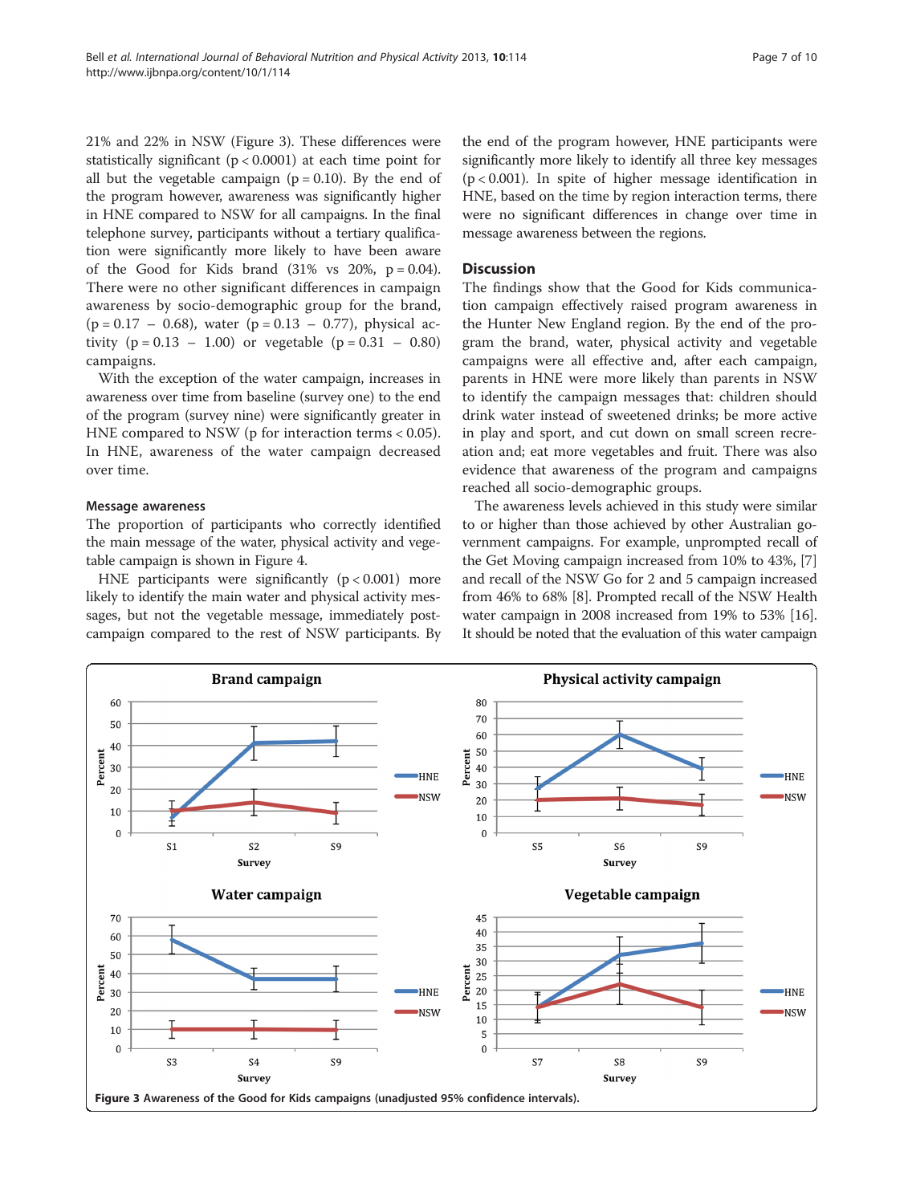21% and 22% in NSW (Figure 3). These differences were statistically significant ($p < 0.0001$) at each time point for all but the vegetable campaign ($p = 0.10$). By the end of the program however, awareness was significantly higher in HNE compared to NSW for all campaigns. In the final telephone survey, participants without a tertiary qualification were significantly more likely to have been aware of the Good for Kids brand (31% vs 20%, $p = 0.04$). There were no other significant differences in campaign awareness by socio-demographic group for the brand, ($p = 0.17 - 0.68$), water ($p = 0.13 - 0.77$), physical activity ($p = 0.13 - 1.00$) or vegetable ($p = 0.31 - 0.80$) campaigns.

With the exception of the water campaign, increases in awareness over time from baseline (survey one) to the end of the program (survey nine) were significantly greater in HNE compared to NSW (p for interaction terms < 0.05). In HNE, awareness of the water campaign decreased over time.

#### Message awareness

The proportion of participants who correctly identified the main message of the water, physical activity and vegetable campaign is shown in Figure 4.

HNE participants were significantly ($p < 0.001$) more likely to identify the main water and physical activity messages, but not the vegetable message, immediately post-campaign compared to the rest of NSW participants. By the end of the program however, HNE participants were significantly more likely to identify all three key messages ($p < 0.001$). In spite of higher message identification in HNE, based on the time by region interaction terms, there were no significant differences in change over time in message awareness between the regions.

## Discussion

The findings show that the Good for Kids communication campaign effectively raised program awareness in the Hunter New England region. By the end of the program the brand, water, physical activity and vegetable campaigns were all effective and, after each campaign, parents in HNE were more likely than parents in NSW to identify the campaign messages that: children should drink water instead of sweetened drinks; be more active in play and sport, and cut down on small screen recreation and; eat more vegetables and fruit. There was also evidence that awareness of the program and campaigns reached all socio-demographic groups.

The awareness levels achieved in this study were similar to or higher than those achieved by other Australian government campaigns. For example, unprompted recall of the Get Moving campaign increased from 10% to 43%, [7] and recall of the NSW Go for 2 and 5 campaign increased from 46% to 68% [8]. Prompted recall of the NSW Health water campaign in 2008 increased from 19% to 53% [16]. It should be noted that the evaluation of this water campaign

**Figure 3** Awareness of the Good for Kids campaigns (unadjusted 95% confidence intervals).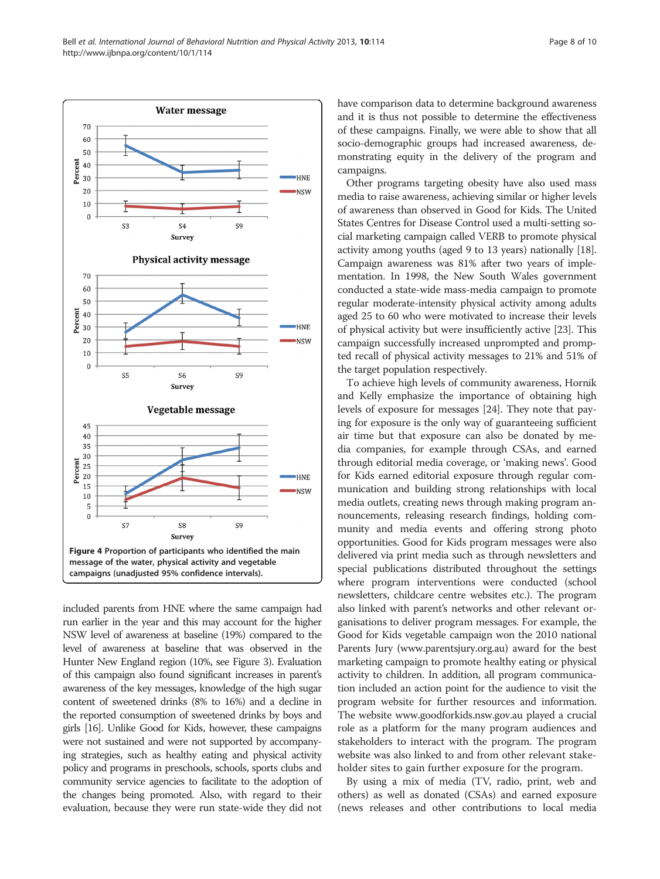Figure 4 Proportion of participants who identified the main message of the water, physical activity and vegetable campaigns (unadjusted 95% confidence intervals).

included parents from HNE where the same campaign had run earlier in the year and this may account for the higher NSW level of awareness at baseline (19%) compared to the level of awareness at baseline that was observed in the Hunter New England region (10%, see Figure 3). Evaluation of this campaign also found significant increases in parent's awareness of the key messages, knowledge of the high sugar content of sweetened drinks (8% to 16%) and a decline in the reported consumption of sweetened drinks by boys and girls [16]. Unlike Good for Kids, however, these campaigns were not sustained and were not supported by accompanying strategies, such as healthy eating and physical activity policy and programs in preschools, schools, sports clubs and community service agencies to facilitate to the adoption of the changes being promoted. Also, with regard to their evaluation, because they were run state-wide they did not have comparison data to determine background awareness and it is thus not possible to determine the effectiveness of these campaigns. Finally, we were able to show that all socio-demographic groups had increased awareness, demonstrating equity in the delivery of the program and campaigns.

Other programs targeting obesity have also used mass media to raise awareness, achieving similar or higher levels of awareness than observed in Good for Kids. The United States Centres for Disease Control used a multi-setting social marketing campaign called VERB to promote physical activity among youths (aged 9 to 13 years) nationally [18]. Campaign awareness was 81% after two years of implementation. In 1998, the New South Wales government conducted a state-wide mass-media campaign to promote regular moderate-intensity physical activity among adults aged 25 to 60 who were motivated to increase their levels of physical activity but were insufficiently active [23]. This campaign successfully increased unprompted and prompted recall of physical activity messages to 21% and 51% of the target population respectively.

To achieve high levels of community awareness, Hornik and Kelly emphasize the importance of obtaining high levels of exposure for messages [24]. They note that paying for exposure is the only way of guaranteeing sufficient air time but that exposure can also be donated by media companies, for example through CSAs, and earned through editorial media coverage, or 'making news'. Good for Kids earned editorial exposure through regular communication and building strong relationships with local media outlets, creating news through making program announcements, releasing research findings, holding community and media events and offering strong photo opportunities. Good for Kids program messages were also delivered via print media such as through newsletters and special publications distributed throughout the settings where program interventions were conducted (school newsletters, childcare centre websites etc.). The program also linked with parent's networks and other relevant organisations to deliver program messages. For example, the Good for Kids vegetable campaign won the 2010 national Parents Jury (www.parentsjury.org.au) award for the best marketing campaign to promote healthy eating or physical activity to children. In addition, all program communication included an action point for the audience to visit the program website for further resources and information. The website www.goodforkids.nsw.gov.au played a crucial role as a platform for the many program audiences and stakeholders to interact with the program. The program website was also linked to and from other relevant stakeholder sites to gain further exposure for the program.

By using a mix of media (TV, radio, print, web and others) as well as donated (CSAs) and earned exposure (news releases and other contributions to local media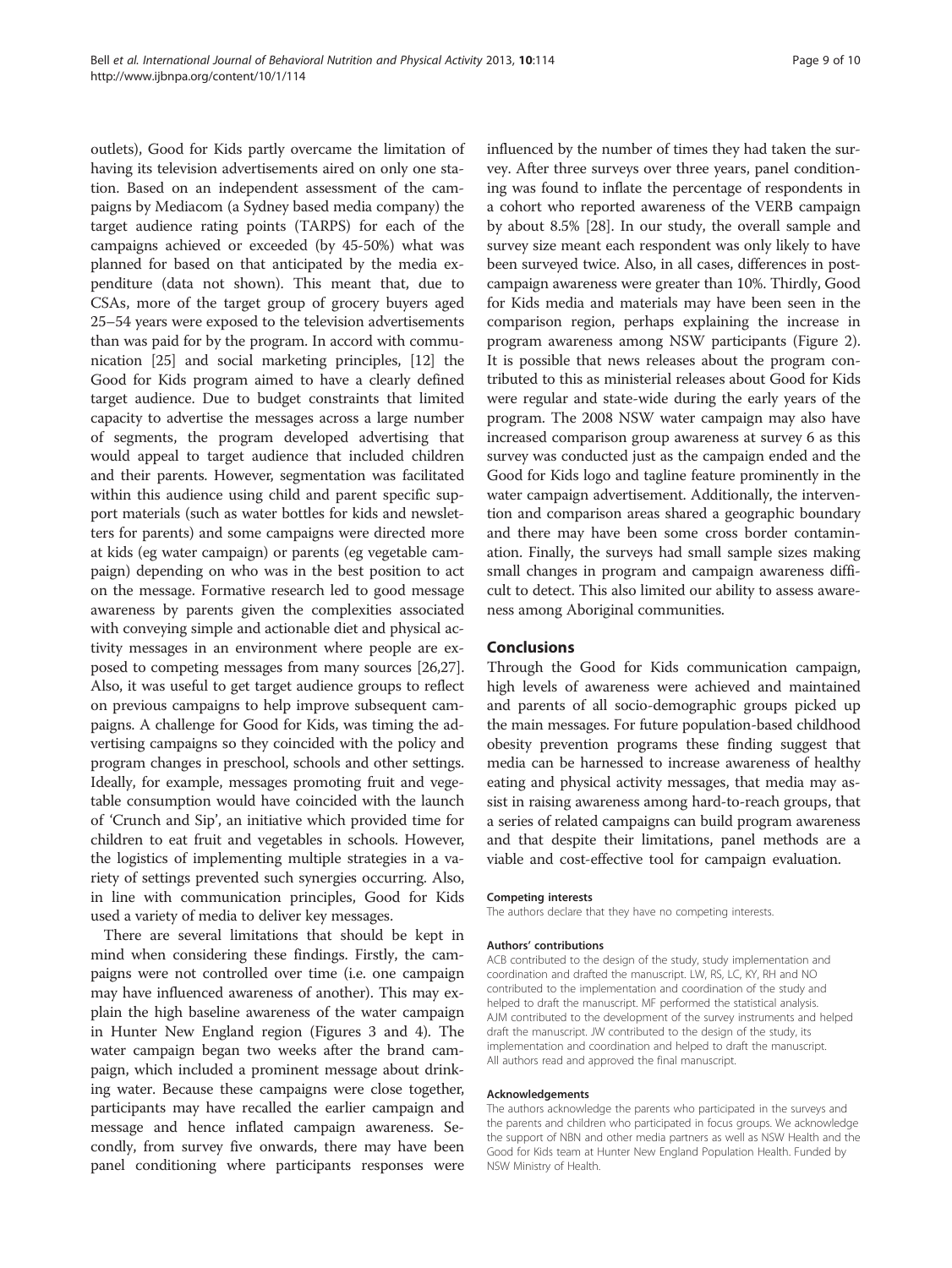outlets), Good for Kids partly overcame the limitation of having its television advertisements aired on only one station. Based on an independent assessment of the campaigns by Mediacom (a Sydney based media company) the target audience rating points (TARPS) for each of the campaigns achieved or exceeded (by 45-50%) what was planned for based on that anticipated by the media expenditure (data not shown). This meant that, due to CSAs, more of the target group of grocery buyers aged 25–54 years were exposed to the television advertisements than was paid for by the program. In accord with communication [25] and social marketing principles, [12] the Good for Kids program aimed to have a clearly defined target audience. Due to budget constraints that limited capacity to advertise the messages across a large number of segments, the program developed advertising that would appeal to target audience that included children and their parents. However, segmentation was facilitated within this audience using child and parent specific support materials (such as water bottles for kids and newsletters for parents) and some campaigns were directed more at kids (eg water campaign) or parents (eg vegetable campaign) depending on who was in the best position to act on the message. Formative research led to good message awareness by parents given the complexities associated with conveying simple and actionable diet and physical activity messages in an environment where people are exposed to competing messages from many sources [26,27]. Also, it was useful to get target audience groups to reflect on previous campaigns to help improve subsequent campaigns. A challenge for Good for Kids, was timing the advertising campaigns so they coincided with the policy and program changes in preschool, schools and other settings. Ideally, for example, messages promoting fruit and vegetable consumption would have coincided with the launch of 'Crunch and Sip', an initiative which provided time for children to eat fruit and vegetables in schools. However, the logistics of implementing multiple strategies in a variety of settings prevented such synergies occurring. Also, in line with communication principles, Good for Kids used a variety of media to deliver key messages.

There are several limitations that should be kept in mind when considering these findings. Firstly, the campaigns were not controlled over time (i.e. one campaign may have influenced awareness of another). This may explain the high baseline awareness of the water campaign in Hunter New England region (Figures 3 and 4). The water campaign began two weeks after the brand campaign, which included a prominent message about drinking water. Because these campaigns were close together, participants may have recalled the earlier campaign and message and hence inflated campaign awareness. Secondly, from survey five onwards, there may have been panel conditioning where participants responses were influenced by the number of times they had taken the survey. After three surveys over three years, panel conditioning was found to inflate the percentage of respondents in a cohort who reported awareness of the VERB campaign by about 8.5% [28]. In our study, the overall sample and survey size meant each respondent was only likely to have been surveyed twice. Also, in all cases, differences in post-campaign awareness were greater than 10%. Thirdly, Good for Kids media and materials may have been seen in the comparison region, perhaps explaining the increase in program awareness among NSW participants (Figure 2). It is possible that news releases about the program contributed to this as ministerial releases about Good for Kids were regular and state-wide during the early years of the program. The 2008 NSW water campaign may also have increased comparison group awareness at survey 6 as this survey was conducted just as the campaign ended and the Good for Kids logo and tagline feature prominently in the water campaign advertisement. Additionally, the intervention and comparison areas shared a geographic boundary and there may have been some cross border contamination. Finally, the surveys had small sample sizes making small changes in program and campaign awareness difficult to detect. This also limited our ability to assess awareness among Aboriginal communities.

## Conclusions

Through the Good for Kids communication campaign, high levels of awareness were achieved and maintained and parents of all socio-demographic groups picked up the main messages. For future population-based childhood obesity prevention programs these finding suggest that media can be harnessed to increase awareness of healthy eating and physical activity messages, that media may assist in raising awareness among hard-to-reach groups, that a series of related campaigns can build program awareness and that despite their limitations, panel methods are a viable and cost-effective tool for campaign evaluation.

#### Competing interests

The authors declare that they have no competing interests.

#### Authors' contributions

ACB contributed to the design of the study, study implementation and coordination and drafted the manuscript. LW, RS, LC, KY, RH and NO contributed to the implementation and coordination of the study and helped to draft the manuscript. MF performed the statistical analysis. AJM contributed to the development of the survey instruments and helped draft the manuscript. JW contributed to the design of the study, its implementation and coordination and helped to draft the manuscript. All authors read and approved the final manuscript.

#### Acknowledgements

The authors acknowledge the parents who participated in the surveys and the parents and children who participated in focus groups. We acknowledge the support of NBN and other media partners as well as NSW Health and the Good for Kids team at Hunter New England Population Health. Funded by NSW Ministry of Health.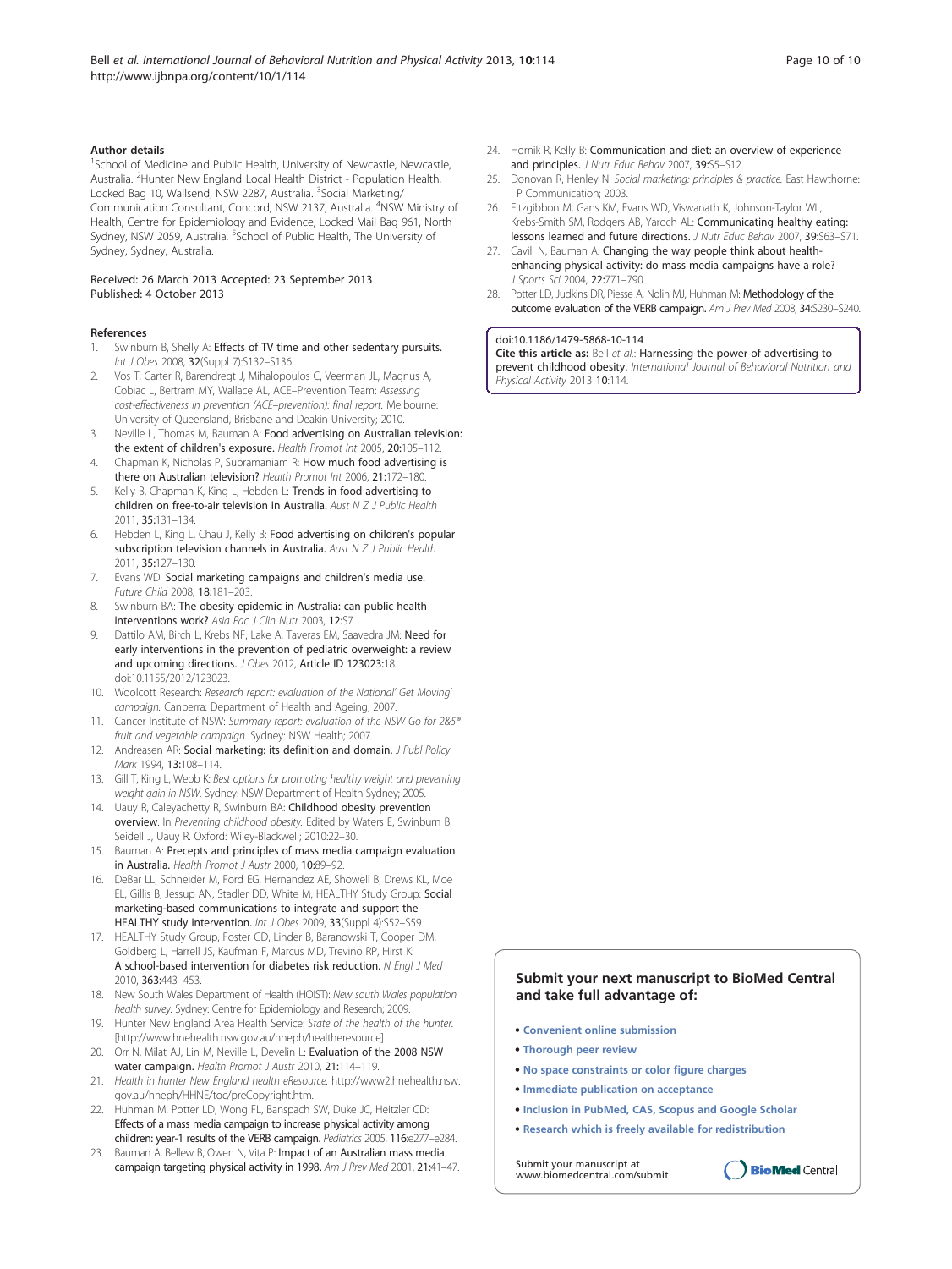### Author details

[1]School of Medicine and Public Health, University of Newcastle, Newcastle, Australia. [2]Hunter New England Local Health District - Population Health, Locked Bag 10, Wallsend, NSW 2287, Australia. [3]Social Marketing/Communication Consultant, Concord, NSW 2137, Australia. [4]NSW Ministry of Health, Centre for Epidemiology and Evidence, Locked Mail Bag 961, North Sydney, NSW 2059, Australia. [5]School of Public Health, The University of Sydney, Sydney, Australia.

Received: 26 March 2013 Accepted: 23 September 2013
Published: 4 October 2013

### References

1. Swinburn B, Shelly A: **Effects of TV time and other sedentary pursuits.** *Int J Obes* 2008, **32**(Suppl 7):S132–S136.
2. Vos T, Carter R, Barendregt J, Mihalopoulos C, Veerman JL, Magnus A, Cobiac L, Bertram MY, Wallace AL, ACE–Prevention Team: *Assessing cost-effectiveness in prevention (ACE–prevention): final report.* Melbourne: University of Queensland, Brisbane and Deakin University; 2010.
3. Neville L, Thomas M, Bauman A: **Food advertising on Australian television: the extent of children's exposure.** *Health Promot Int* 2005, **20:**105–112.
4. Chapman K, Nicholas P, Supramaniam R: **How much food advertising is there on Australian television?** *Health Promot Int* 2006, **21:**172–180.
5. Kelly B, Chapman K, King L, Hebden L: **Trends in food advertising to children on free-to-air television in Australia.** *Aust N Z J Public Health* 2011, **35:**131–134.
6. Hebden L, King L, Chau J, Kelly B: **Food advertising on children's popular subscription television channels in Australia.** *Aust N Z J Public Health* 2011, **35:**127–130.
7. Evans WD: **Social marketing campaigns and children's media use.** *Future Child* 2008, **18:**181–203.
8. Swinburn BA: **The obesity epidemic in Australia: can public health interventions work?** *Asia Pac J Clin Nutr* 2003, **12:**S7.
9. Dattilo AM, Birch L, Krebs NF, Lake A, Taveras EM, Saavedra JM: **Need for early interventions in the prevention of pediatric overweight: a review and upcoming directions.** *J Obes* 2012, **Article ID 123023:**18. doi:10.1155/2012/123023.
10. Woolcott Research: *Research report: evaluation of the National' Get Moving' campaign.* Canberra: Department of Health and Ageing; 2007.
11. Cancer Institute of NSW: *Summary report: evaluation of the NSW Go for 2&5® fruit and vegetable campaign.* Sydney: NSW Health; 2007.
12. Andreasen AR: **Social marketing: its definition and domain.** *J Publ Policy Mark* 1994, **13:**108–114.
13. Gill T, King L, Webb K: *Best options for promoting healthy weight and preventing weight gain in NSW.* Sydney: NSW Department of Health Sydney; 2005.
14. Uauy R, Caleyachetty R, Swinburn BA: **Childhood obesity prevention overview.** In *Preventing childhood obesity.* Edited by Waters E, Swinburn B, Seidell J, Uauy R. Oxford: Wiley-Blackwell; 2010:22–30.
15. Bauman A: **Precepts and principles of mass media campaign evaluation in Australia.** *Health Promot J Austr* 2000, **10:**89–92.
16. DeBar LL, Schneider M, Ford EG, Hernandez AE, Showell B, Drews KL, Moe EL, Gillis B, Jessup AN, Stadler DD, White M, HEALTHY Study Group: **Social marketing-based communications to integrate and support the HEALTHY study intervention.** *Int J Obes* 2009, **33**(Suppl 4):S52–S59.
17. HEALTHY Study Group, Foster GD, Linder B, Baranowski T, Cooper DM, Goldberg L, Harrell JS, Kaufman F, Marcus MD, Treviño RP, Hirst K: **A school-based intervention for diabetes risk reduction.** *N Engl J Med* 2010, **363:**443–453.
18. New South Wales Department of Health (HOIST): *New south Wales population health survey.* Sydney: Centre for Epidemiology and Research; 2009.
19. Hunter New England Area Health Service: *State of the health of the hunter.* [http://www.hnehealth.nsw.gov.au/hneph/healtheresource]
20. Orr N, Milat AJ, Lin M, Neville L, Develin L: **Evaluation of the 2008 NSW water campaign.** *Health Promot J Austr* 2010, **21:**114–119.
21. *Health in hunter New England health eResource.* http://www2.hnehealth.nsw.gov.au/hneph/HHNE/toc/preCopyright.htm.
22. Huhman M, Potter LD, Wong FL, Banspach SW, Duke JC, Heitzler CD: **Effects of a mass media campaign to increase physical activity among children: year-1 results of the VERB campaign.** *Pediatrics* 2005, **116:**e277–e284.
23. Bauman A, Bellew B, Owen N, Vita P: **Impact of an Australian mass media campaign targeting physical activity in 1998.** *Am J Prev Med* 2001, **21:**41–47.
24. Hornik R, Kelly B: **Communication and diet: an overview of experience and principles.** *J Nutr Educ Behav* 2007, **39:**S5–S12.
25. Donovan R, Henley N: *Social marketing: principles & practice.* East Hawthorne: I P Communication; 2003.
26. Fitzgibbon M, Gans KM, Evans WD, Viswanath K, Johnson-Taylor WL, Krebs-Smith SM, Rodgers AB, Yaroch AL: **Communicating healthy eating: lessons learned and future directions.** *J Nutr Educ Behav* 2007, **39:**S63–S71.
27. Cavill N, Bauman A: **Changing the way people think about health-enhancing physical activity: do mass media campaigns have a role?** *J Sports Sci* 2004, **22:**771–790.
28. Potter LD, Judkins DR, Piesse A, Nolin MJ, Huhman M: **Methodology of the outcome evaluation of the VERB campaign.** *Am J Prev Med* 2008, **34:**S230–S240.

doi:10.1186/1479-5868-10-114
**Cite this article as:** Bell *et al.*: Harnessing the power of advertising to prevent childhood obesity. *International Journal of Behavioral Nutrition and Physical Activity* 2013 **10**:114.

**Submit your next manuscript to BioMed Central and take full advantage of:**

- **Convenient online submission**
- **Thorough peer review**
- **No space constraints or color figure charges**
- **Immediate publication on acceptance**
- **Inclusion in PubMed, CAS, Scopus and Google Scholar**
- **Research which is freely available for redistribution**

Submit your manuscript at
www.biomedcentral.com/submit

BioMed Central